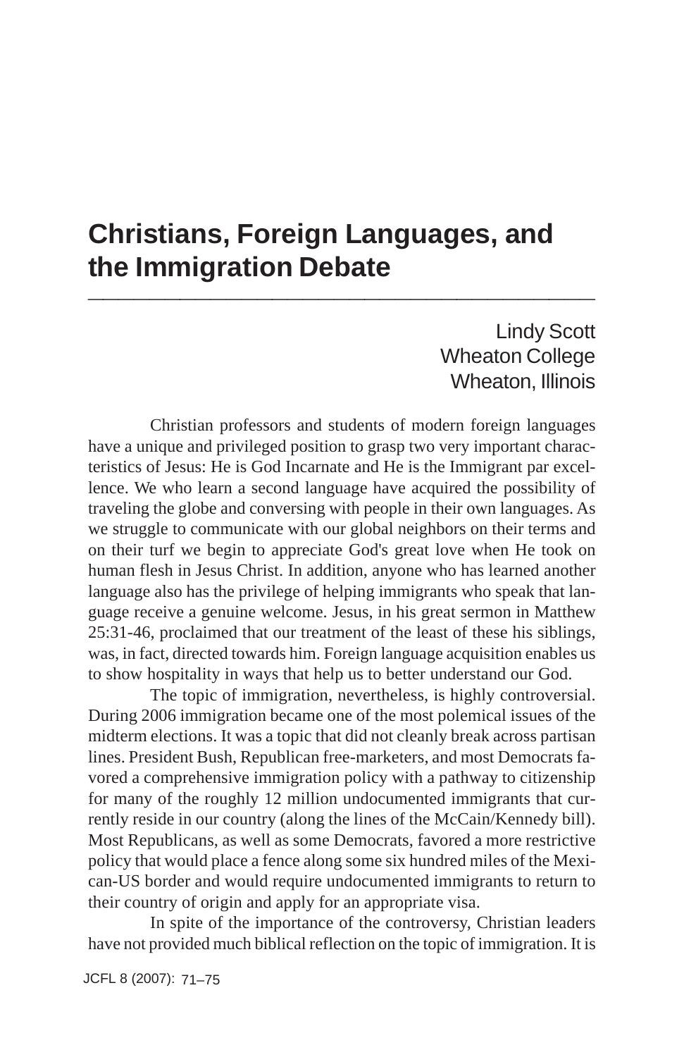# Christians, Foreign Languages, and the Immigration Debate

Lindy Scott
Wheaton College
Wheaton, Illinois

Christian professors and students of modern foreign languages have a unique and privileged position to grasp two very important characteristics of Jesus: He is God Incarnate and He is the Immigrant par excellence. We who learn a second language have acquired the possibility of traveling the globe and conversing with people in their own languages. As we struggle to communicate with our global neighbors on their terms and on their turf we begin to appreciate God's great love when He took on human flesh in Jesus Christ. In addition, anyone who has learned another language also has the privilege of helping immigrants who speak that language receive a genuine welcome. Jesus, in his great sermon in Matthew 25:31-46, proclaimed that our treatment of the least of these his siblings, was, in fact, directed towards him. Foreign language acquisition enables us to show hospitality in ways that help us to better understand our God.

The topic of immigration, nevertheless, is highly controversial. During 2006 immigration became one of the most polemical issues of the midterm elections. It was a topic that did not cleanly break across partisan lines. President Bush, Republican free-marketers, and most Democrats favored a comprehensive immigration policy with a pathway to citizenship for many of the roughly 12 million undocumented immigrants that currently reside in our country (along the lines of the McCain/Kennedy bill). Most Republicans, as well as some Democrats, favored a more restrictive policy that would place a fence along some six hundred miles of the Mexican-US border and would require undocumented immigrants to return to their country of origin and apply for an appropriate visa.

In spite of the importance of the controversy, Christian leaders have not provided much biblical reflection on the topic of immigration. It is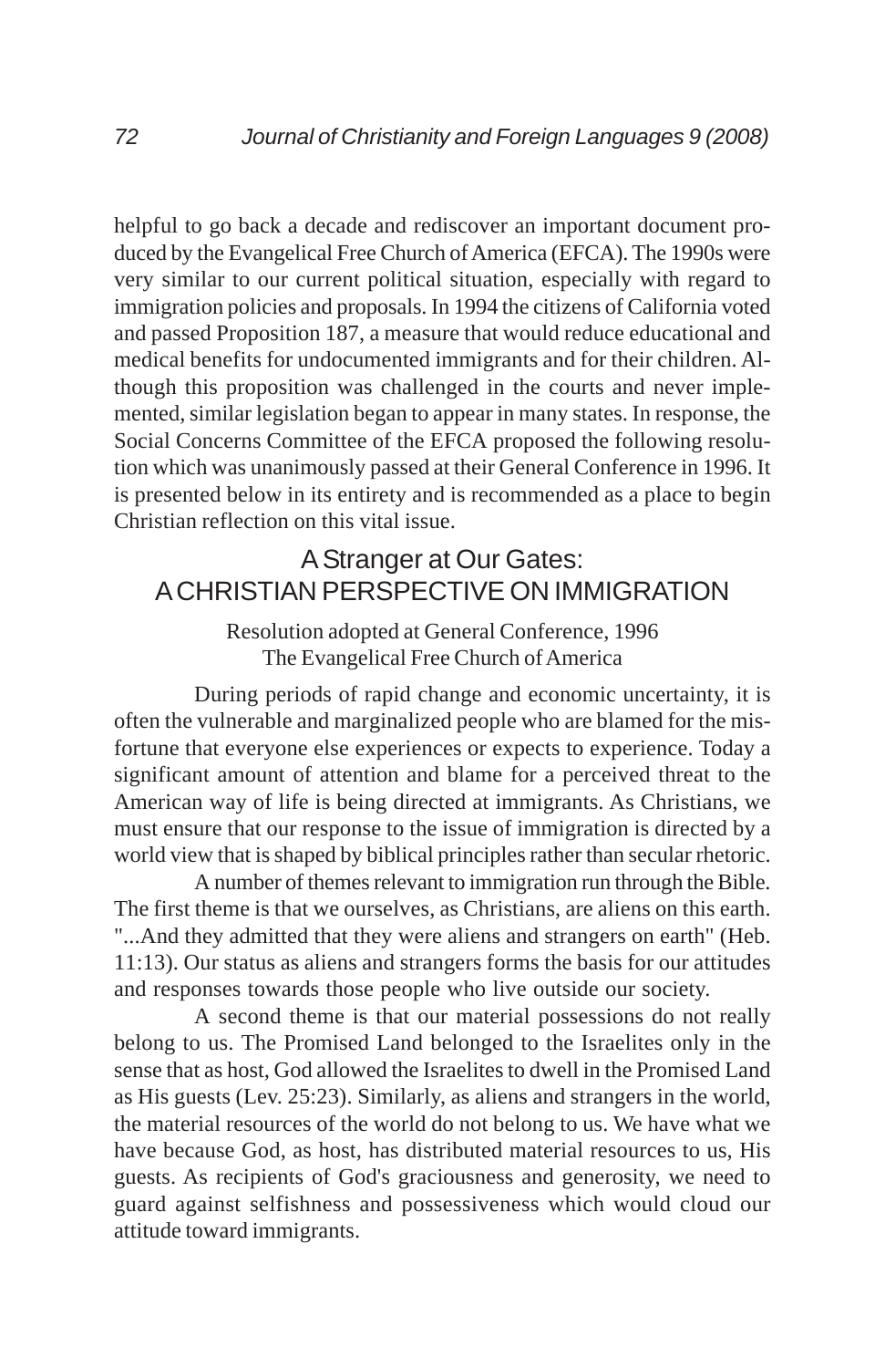helpful to go back a decade and rediscover an important document produced by the Evangelical Free Church of America (EFCA). The 1990s were very similar to our current political situation, especially with regard to immigration policies and proposals. In 1994 the citizens of California voted and passed Proposition 187, a measure that would reduce educational and medical benefits for undocumented immigrants and for their children. Although this proposition was challenged in the courts and never implemented, similar legislation began to appear in many states. In response, the Social Concerns Committee of the EFCA proposed the following resolution which was unanimously passed at their General Conference in 1996. It is presented below in its entirety and is recommended as a place to begin Christian reflection on this vital issue.

## A Stranger at Our Gates: A CHRISTIAN PERSPECTIVE ON IMMIGRATION

Resolution adopted at General Conference, 1996
The Evangelical Free Church of America

During periods of rapid change and economic uncertainty, it is often the vulnerable and marginalized people who are blamed for the misfortune that everyone else experiences or expects to experience. Today a significant amount of attention and blame for a perceived threat to the American way of life is being directed at immigrants. As Christians, we must ensure that our response to the issue of immigration is directed by a world view that is shaped by biblical principles rather than secular rhetoric.

A number of themes relevant to immigration run through the Bible. The first theme is that we ourselves, as Christians, are aliens on this earth. "...And they admitted that they were aliens and strangers on earth" (Heb. 11:13). Our status as aliens and strangers forms the basis for our attitudes and responses towards those people who live outside our society.

A second theme is that our material possessions do not really belong to us. The Promised Land belonged to the Israelites only in the sense that as host, God allowed the Israelites to dwell in the Promised Land as His guests (Lev. 25:23). Similarly, as aliens and strangers in the world, the material resources of the world do not belong to us. We have what we have because God, as host, has distributed material resources to us, His guests. As recipients of God's graciousness and generosity, we need to guard against selfishness and possessiveness which would cloud our attitude toward immigrants.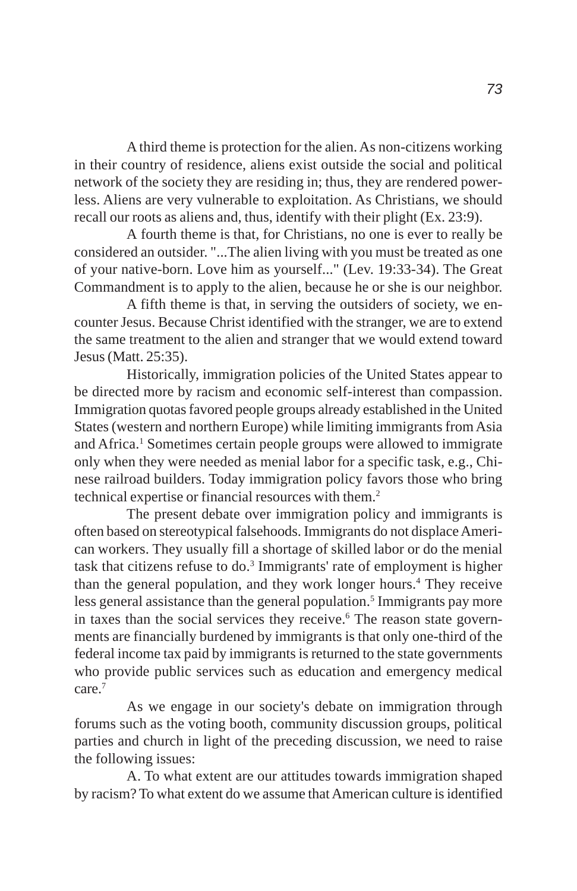A third theme is protection for the alien. As non-citizens working in their country of residence, aliens exist outside the social and political network of the society they are residing in; thus, they are rendered powerless. Aliens are very vulnerable to exploitation. As Christians, we should recall our roots as aliens and, thus, identify with their plight (Ex. 23:9).

A fourth theme is that, for Christians, no one is ever to really be considered an outsider. "...The alien living with you must be treated as one of your native-born. Love him as yourself..." (Lev. 19:33-34). The Great Commandment is to apply to the alien, because he or she is our neighbor.

A fifth theme is that, in serving the outsiders of society, we encounter Jesus. Because Christ identified with the stranger, we are to extend the same treatment to the alien and stranger that we would extend toward Jesus (Matt. 25:35).

Historically, immigration policies of the United States appear to be directed more by racism and economic self-interest than compassion. Immigration quotas favored people groups already established in the United States (western and northern Europe) while limiting immigrants from Asia and Africa.[1] Sometimes certain people groups were allowed to immigrate only when they were needed as menial labor for a specific task, e.g., Chinese railroad builders. Today immigration policy favors those who bring technical expertise or financial resources with them.[2]

The present debate over immigration policy and immigrants is often based on stereotypical falsehoods. Immigrants do not displace American workers. They usually fill a shortage of skilled labor or do the menial task that citizens refuse to do.[3] Immigrants' rate of employment is higher than the general population, and they work longer hours.[4] They receive less general assistance than the general population.[5] Immigrants pay more in taxes than the social services they receive.[6] The reason state governments are financially burdened by immigrants is that only one-third of the federal income tax paid by immigrants is returned to the state governments who provide public services such as education and emergency medical care.[7]

As we engage in our society's debate on immigration through forums such as the voting booth, community discussion groups, political parties and church in light of the preceding discussion, we need to raise the following issues:

A. To what extent are our attitudes towards immigration shaped by racism? To what extent do we assume that American culture is identified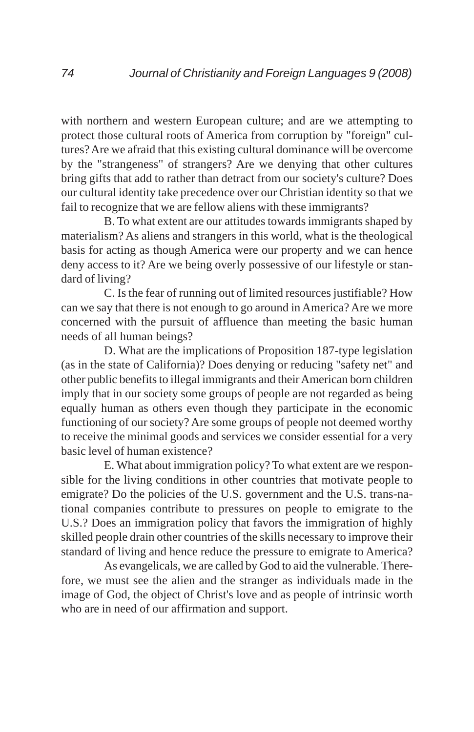with northern and western European culture; and are we attempting to protect those cultural roots of America from corruption by "foreign" cultures? Are we afraid that this existing cultural dominance will be overcome by the "strangeness" of strangers? Are we denying that other cultures bring gifts that add to rather than detract from our society's culture? Does our cultural identity take precedence over our Christian identity so that we fail to recognize that we are fellow aliens with these immigrants?

B. To what extent are our attitudes towards immigrants shaped by materialism? As aliens and strangers in this world, what is the theological basis for acting as though America were our property and we can hence deny access to it? Are we being overly possessive of our lifestyle or standard of living?

C. Is the fear of running out of limited resources justifiable? How can we say that there is not enough to go around in America? Are we more concerned with the pursuit of affluence than meeting the basic human needs of all human beings?

D. What are the implications of Proposition 187-type legislation (as in the state of California)? Does denying or reducing "safety net" and other public benefits to illegal immigrants and their American born children imply that in our society some groups of people are not regarded as being equally human as others even though they participate in the economic functioning of our society? Are some groups of people not deemed worthy to receive the minimal goods and services we consider essential for a very basic level of human existence?

E. What about immigration policy? To what extent are we responsible for the living conditions in other countries that motivate people to emigrate? Do the policies of the U.S. government and the U.S. trans-national companies contribute to pressures on people to emigrate to the U.S.? Does an immigration policy that favors the immigration of highly skilled people drain other countries of the skills necessary to improve their standard of living and hence reduce the pressure to emigrate to America?

As evangelicals, we are called by God to aid the vulnerable. Therefore, we must see the alien and the stranger as individuals made in the image of God, the object of Christ's love and as people of intrinsic worth who are in need of our affirmation and support.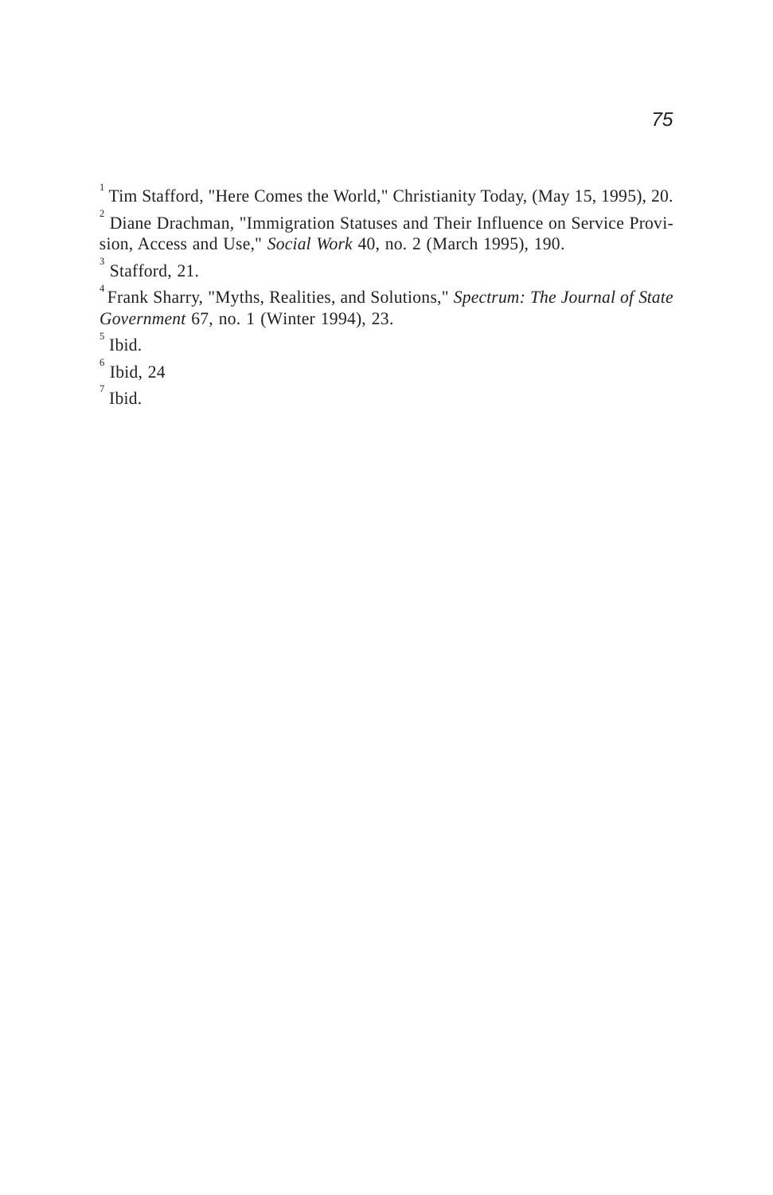[1] Tim Stafford, "Here Comes the World," Christianity Today, (May 15, 1995), 20.

[2] Diane Drachman, "Immigration Statuses and Their Influence on Service Provision, Access and Use," *Social Work* 40, no. 2 (March 1995), 190.

[3] Stafford, 21.

[4] Frank Sharry, "Myths, Realities, and Solutions," *Spectrum: The Journal of State Government* 67, no. 1 (Winter 1994), 23.

[5] Ibid.

[6] Ibid, 24

[7] Ibid.